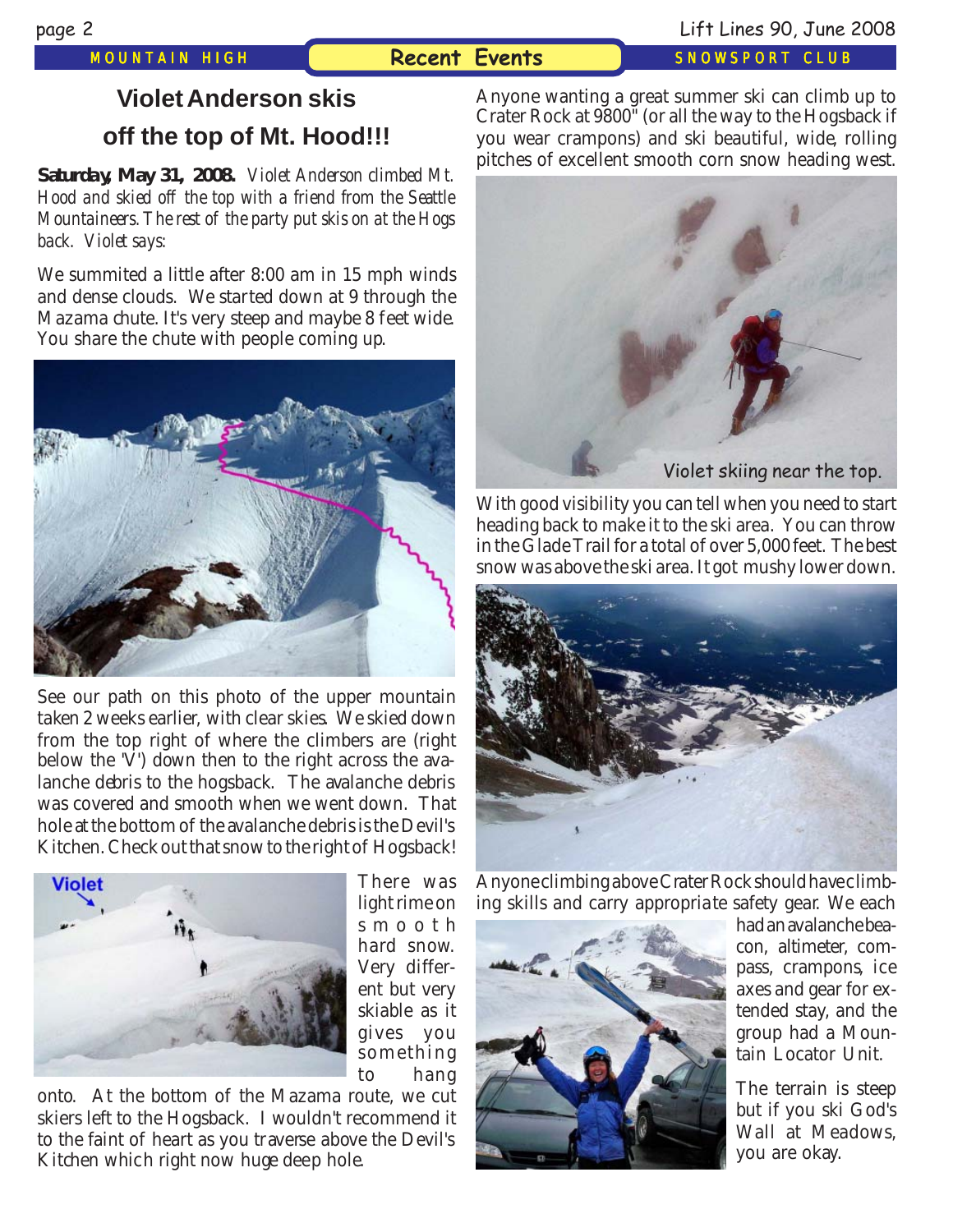# Violet Anderson skis off the top of Mt. Hood!!!

**Saturday, May 31, 2008.** *Violet Anderson climbed Mt. Hood and skied off the top with a friend from the Seattle Mountaineers. The rest of the party put skis on at the Hogs back. Violet says:*

We summited a little after 8:00 am in 15 mph winds and dense clouds. We started down at 9 through the Mazama chute. It's very steep and maybe 8 feet wide. You share the chute with people coming up.

See our path on this photo of the upper mountain taken 2 weeks earlier, with clear skies. We skied down from the top right of where the climbers are (right below the 'V') down then to the right across the avalanche debris to the hogsback. The avalanche debris was covered and smooth when we went down. That hole at the bottom of the avalanche debris is the Devil's Kitchen. Check out that snow to the right of Hogsback!

Violet

There was light rime on smooth hard snow. Very different but very skiable as it gives you something to hang onto. At the bottom of the Mazama route, we cut skiers left to the Hogsback. I wouldn't recommend it to the faint of heart as you traverse above the Devil's Kitchen which right now huge deep hole.

Anyone wanting a great summer ski can climb up to Crater Rock at 9800" (or all the way to the Hogsback if you wear crampons) and ski beautiful, wide, rolling pitches of excellent smooth corn snow heading west.

Violet skiing near the top.

With good visibility you can tell when you need to start heading back to make it to the ski area. You can throw in the Glade Trail for a total of over 5,000 feet. The best snow was above the ski area. It got mushy lower down.

Anyone climbing above Crater Rock should have climbing skills and carry appropriate safety gear. We each had an avalanche beacon, altimeter, compass, crampons, ice axes and gear for extended stay, and the group had a Mountain Locator Unit.

The terrain is steep but if you ski God's Wall at Meadows, you are okay.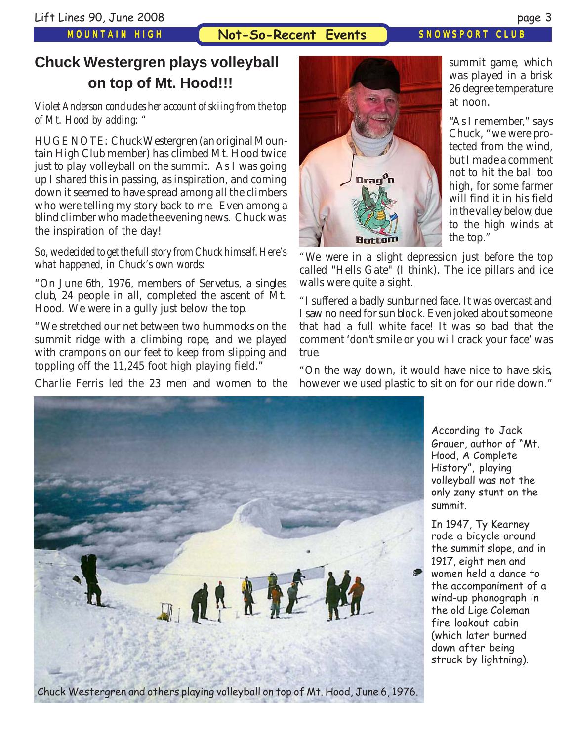# Chuck Westergren plays volleyball on top of Mt. Hood!!!

*Violet Anderson concludes her account of skiing from the top of Mt. Hood by adding: "*

HUGE NOTE: Chuck Westergren (an original Mountain High Club member) has climbed Mt. Hood twice just to play volleyball on the summit. As I was going up I shared this in passing, as inspiration, and coming down it seemed to have spread among all the climbers who were telling my story back to me. Even among a blind climber who made the evening news. Chuck was the inspiration of the day!

*So, we decided to get the full story from Chuck himself. Here's what happened, in Chuck's own words:*

"On June 6th, 1976, members of Servetus, a singles club, 24 people in all, completed the ascent of Mt. Hood. We were in a gully just below the top.

"We stretched our net between two hummocks on the summit ridge with a climbing rope, and we played with crampons on our feet to keep from slipping and toppling off the 11,245 foot high playing field."

Charlie Ferris led the 23 men and women to the summit game, which was played in a brisk 26 degree temperature at noon.

"As I remember," says Chuck, "we were protected from the wind, but I made a comment not to hit the ball too high, for some farmer will find it in his field in the valley below, due to the high winds at the top."

"We were in a slight depression just before the top called "Hells Gate" (I think). The ice pillars and ice walls were quite a sight.

"I suffered a badly sunburned face. It was overcast and I saw no need for sun block. Even joked about someone that had a full white face! It was so bad that the comment 'don't smile or you will crack your face' was true.

"On the way down, it would have nice to have skis, however we used plastic to sit on for our ride down."

Chuck Westergren and others playing volleyball on top of Mt. Hood, June 6, 1976.

According to Jack Grauer, author of "Mt. Hood, A Complete History", playing volleyball was not the only zany stunt on the summit.

In 1947, Ty Kearney rode a bicycle around the summit slope, and in 1917, eight men and women held a dance to the accompaniment of a wind-up phonograph in the old Lige Coleman fire lookout cabin (which later burned down after being struck by lightning).